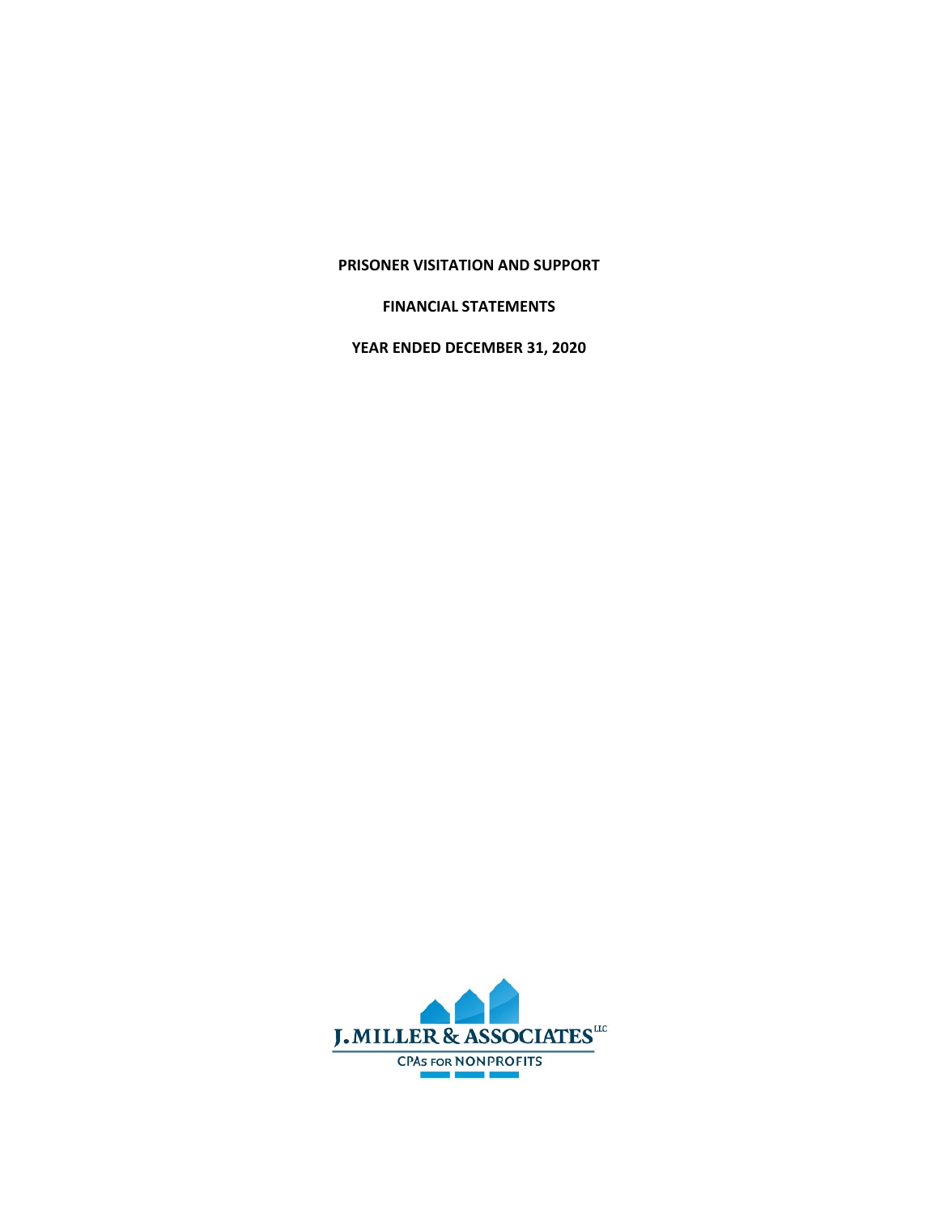**PRISONER VISITATION AND SUPPORT**

**FINANCIAL STATEMENTS**

**YEAR ENDED DECEMBER 31, 2020**

J. MILLER & ASSOCIATES LLC

CPAs FOR NONPROFITS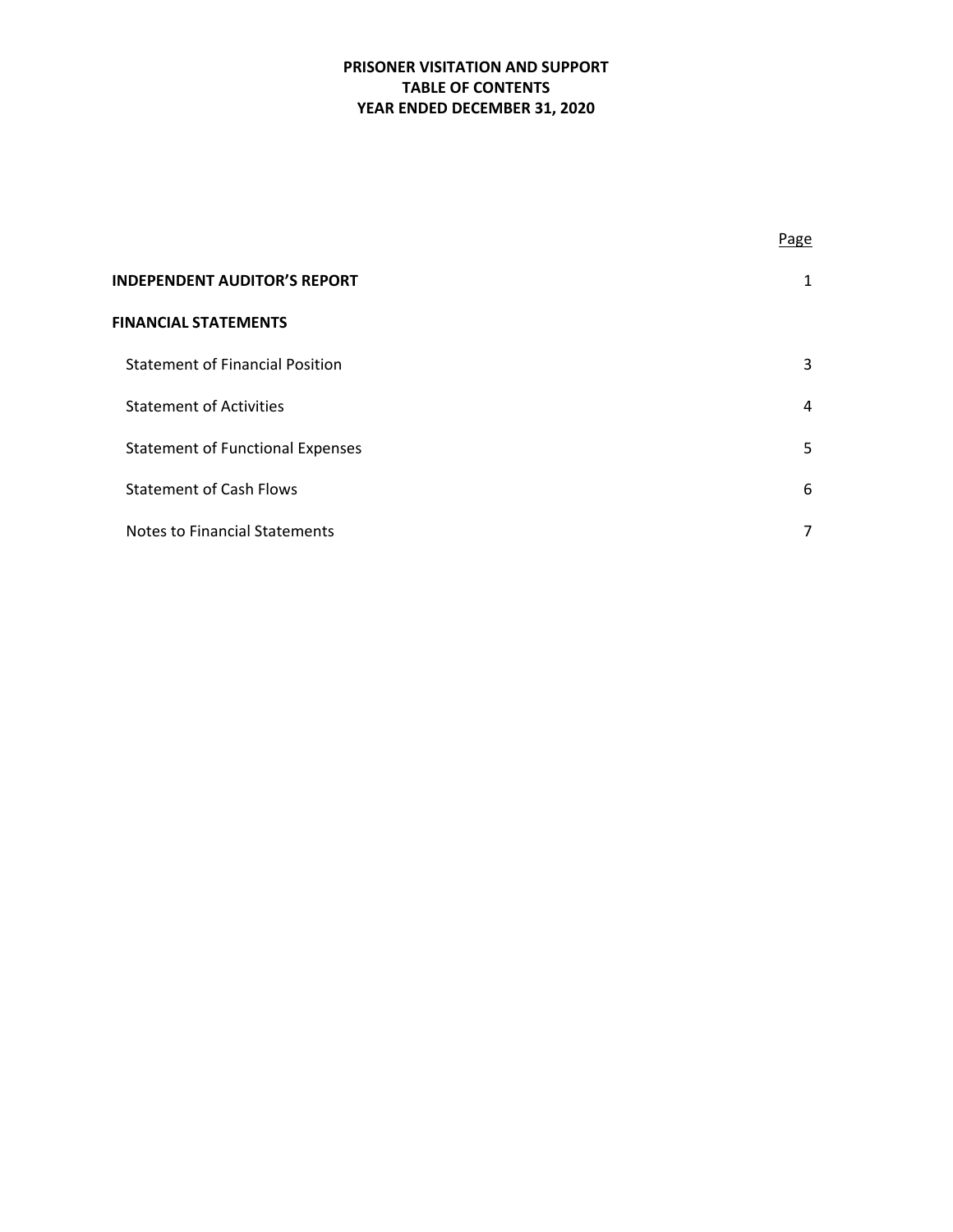# PRISONER VISITATION AND SUPPORT
## TABLE OF CONTENTS
## YEAR ENDED DECEMBER 31, 2020

| | Page |
|---|---|
| **INDEPENDENT AUDITOR'S REPORT** | 1 |
| **FINANCIAL STATEMENTS** | |
| Statement of Financial Position | 3 |
| Statement of Activities | 4 |
| Statement of Functional Expenses | 5 |
| Statement of Cash Flows | 6 |
| Notes to Financial Statements | 7 |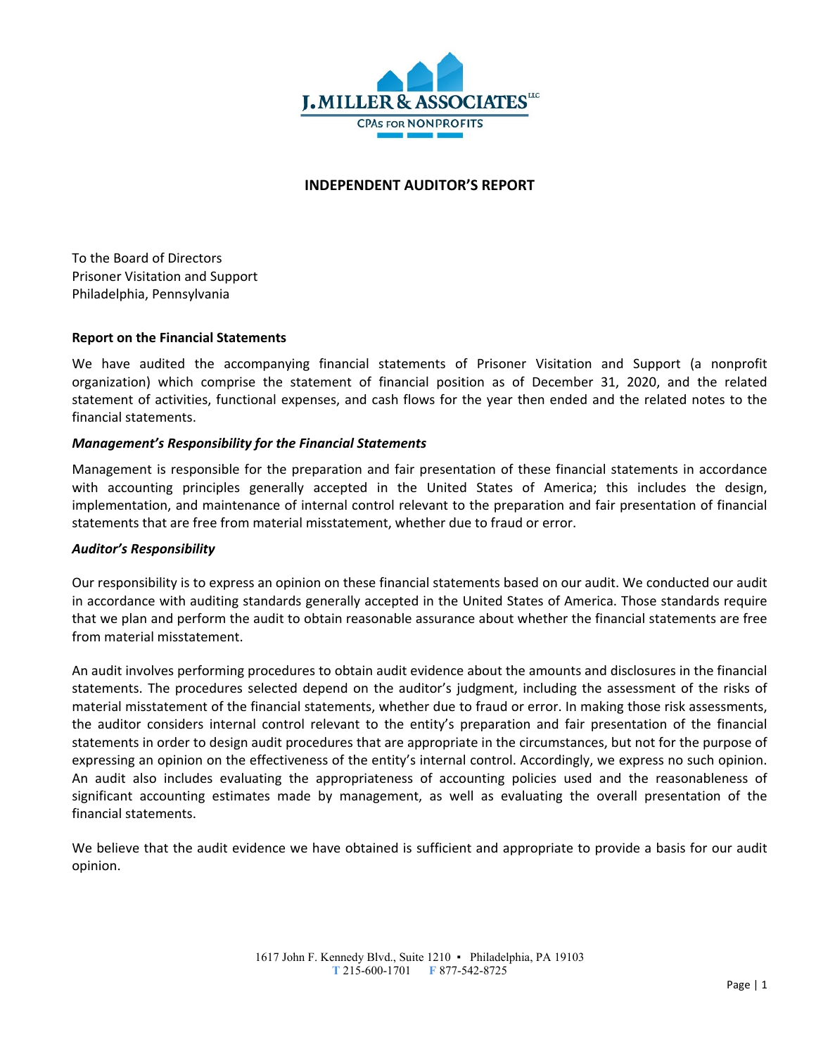# INDEPENDENT AUDITOR'S REPORT

To the Board of Directors
Prisoner Visitation and Support
Philadelphia, Pennsylvania

## Report on the Financial Statements

We have audited the accompanying financial statements of Prisoner Visitation and Support (a nonprofit organization) which comprise the statement of financial position as of December 31, 2020, and the related statement of activities, functional expenses, and cash flows for the year then ended and the related notes to the financial statements.

### *Management's Responsibility for the Financial Statements*

Management is responsible for the preparation and fair presentation of these financial statements in accordance with accounting principles generally accepted in the United States of America; this includes the design, implementation, and maintenance of internal control relevant to the preparation and fair presentation of financial statements that are free from material misstatement, whether due to fraud or error.

### *Auditor's Responsibility*

Our responsibility is to express an opinion on these financial statements based on our audit. We conducted our audit in accordance with auditing standards generally accepted in the United States of America. Those standards require that we plan and perform the audit to obtain reasonable assurance about whether the financial statements are free from material misstatement.

An audit involves performing procedures to obtain audit evidence about the amounts and disclosures in the financial statements. The procedures selected depend on the auditor's judgment, including the assessment of the risks of material misstatement of the financial statements, whether due to fraud or error. In making those risk assessments, the auditor considers internal control relevant to the entity's preparation and fair presentation of the financial statements in order to design audit procedures that are appropriate in the circumstances, but not for the purpose of expressing an opinion on the effectiveness of the entity's internal control. Accordingly, we express no such opinion. An audit also includes evaluating the appropriateness of accounting policies used and the reasonableness of significant accounting estimates made by management, as well as evaluating the overall presentation of the financial statements.

We believe that the audit evidence we have obtained is sufficient and appropriate to provide a basis for our audit opinion.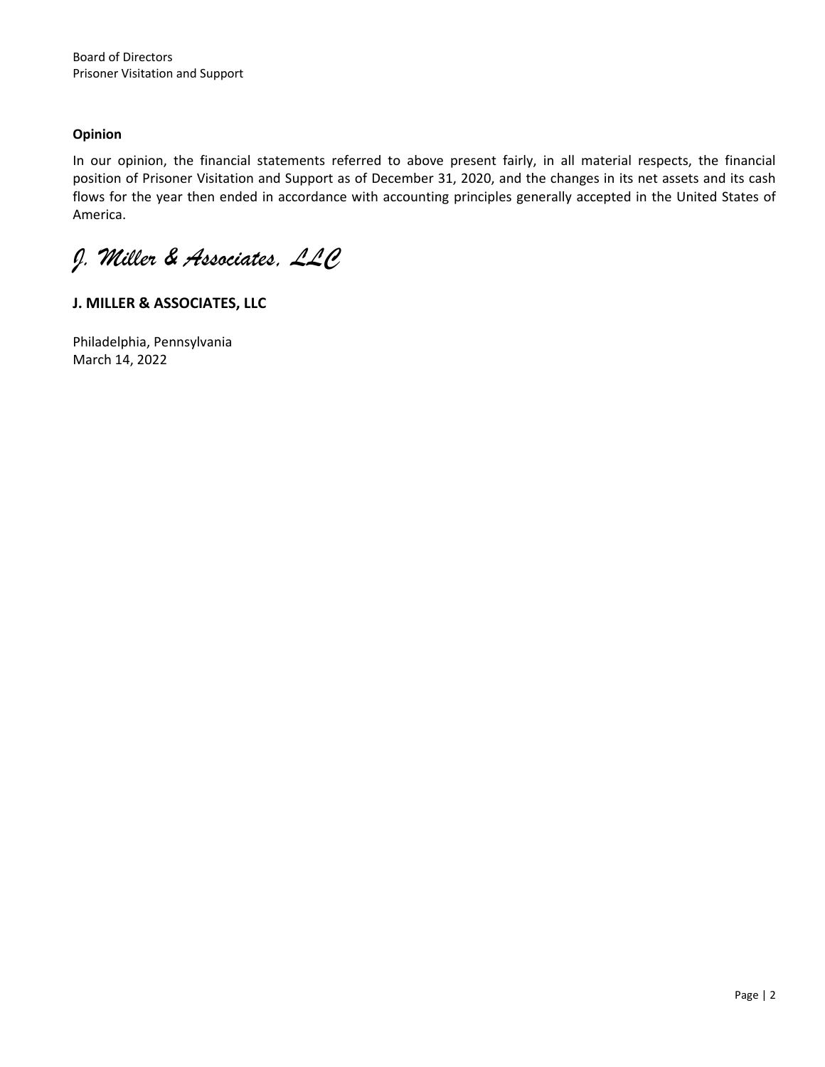Board of Directors
Prisoner Visitation and Support

**Opinion**

In our opinion, the financial statements referred to above present fairly, in all material respects, the financial position of Prisoner Visitation and Support as of December 31, 2020, and the changes in its net assets and its cash flows for the year then ended in accordance with accounting principles generally accepted in the United States of America.

*J. Miller & Associates, LLC*

**J. MILLER & ASSOCIATES, LLC**

Philadelphia, Pennsylvania
March 14, 2022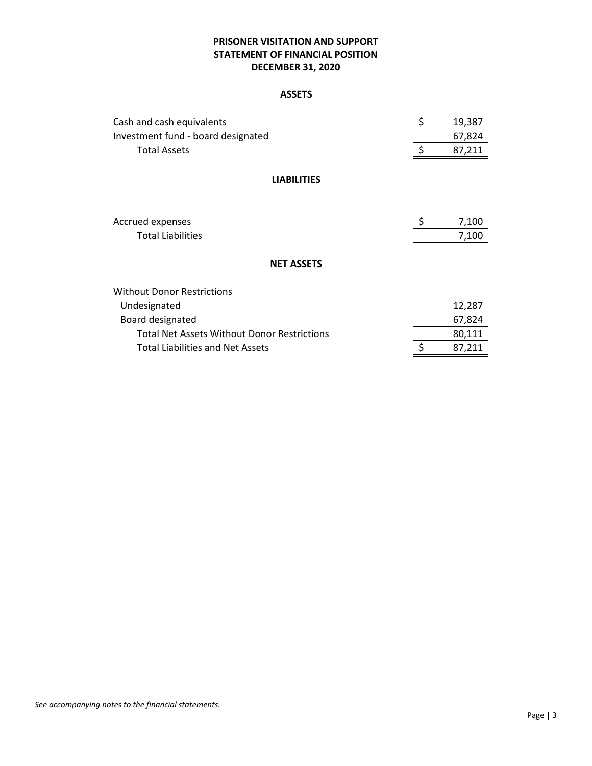# PRISONER VISITATION AND SUPPORT
## STATEMENT OF FINANCIAL POSITION
## DECEMBER 31, 2020

### ASSETS

| | | |
|---|---|---|
| Cash and cash equivalents | $ | 19,387 |
| Investment fund - board designated | | 67,824 |
| Total Assets | $ | 87,211 |

### LIABILITIES

| | | |
|---|---|---|
| Accrued expenses | $ | 7,100 |
| Total Liabilities | | 7,100 |

### NET ASSETS

| | | |
|---|---|---|
| Without Donor Restrictions | | |
| Undesignated | | 12,287 |
| Board designated | | 67,824 |
| Total Net Assets Without Donor Restrictions | | 80,111 |
| Total Liabilities and Net Assets | $ | 87,211 |

*See accompanying notes to the financial statements.*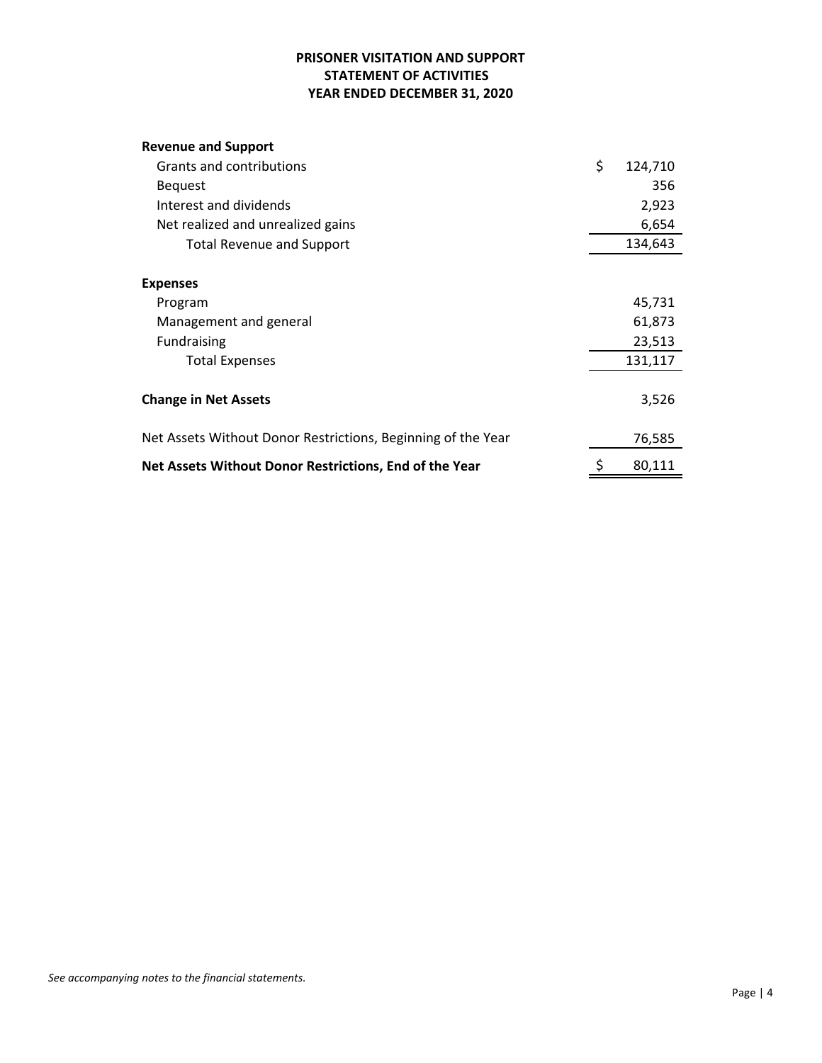# PRISONER VISITATION AND SUPPORT
## STATEMENT OF ACTIVITIES
## YEAR ENDED DECEMBER 31, 2020

| | |
|---|---|
| **Revenue and Support** | |
| Grants and contributions | $ 124,710 |
| Bequest | 356 |
| Interest and dividends | 2,923 |
| Net realized and unrealized gains | 6,654 |
| Total Revenue and Support | 134,643 |
| | |
| **Expenses** | |
| Program | 45,731 |
| Management and general | 61,873 |
| Fundraising | 23,513 |
| Total Expenses | 131,117 |
| | |
| **Change in Net Assets** | 3,526 |
| | |
| Net Assets Without Donor Restrictions, Beginning of the Year | 76,585 |
| **Net Assets Without Donor Restrictions, End of the Year** | $ 80,111 |

*See accompanying notes to the financial statements.*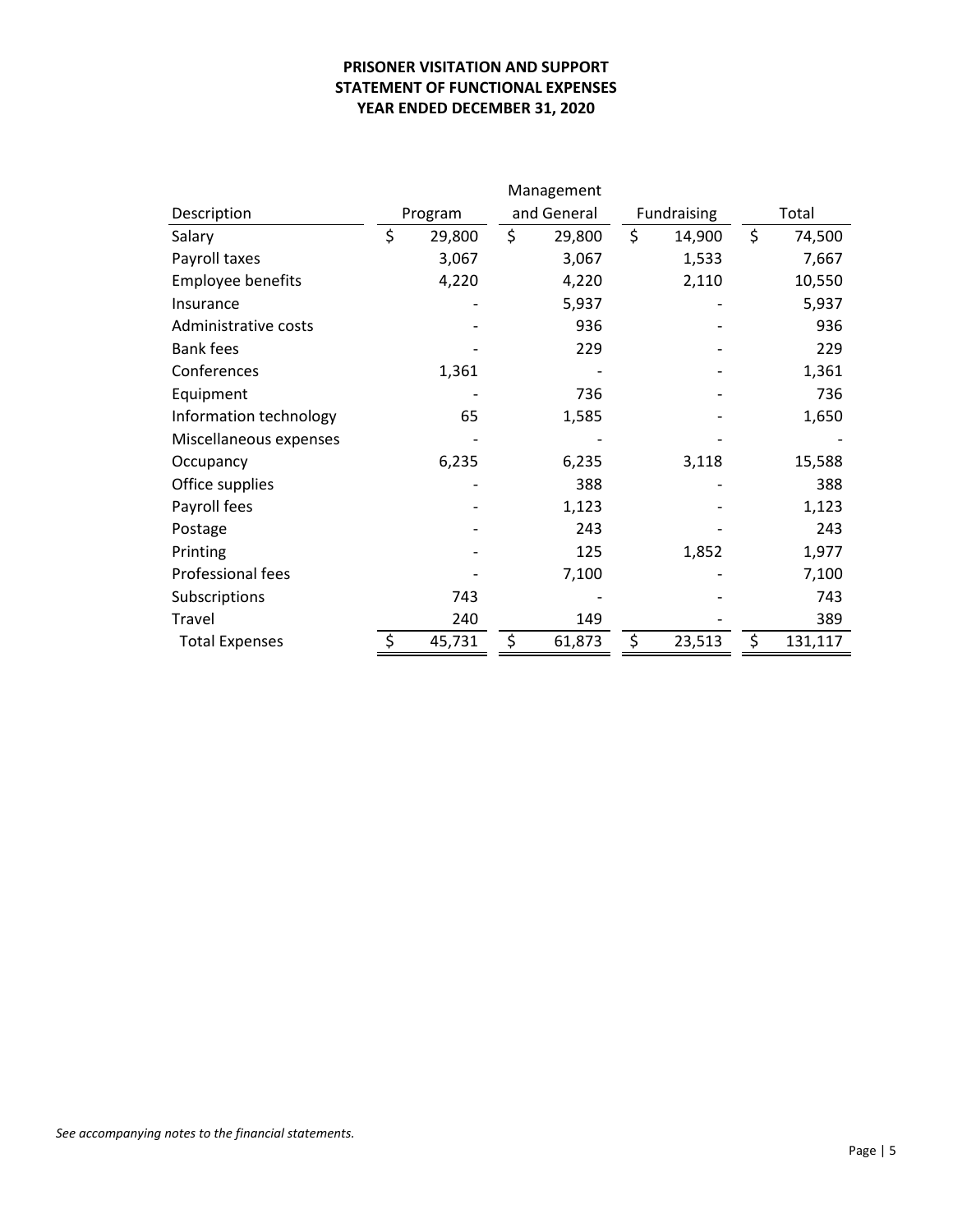**PRISONER VISITATION AND SUPPORT**
**STATEMENT OF FUNCTIONAL EXPENSES**
**YEAR ENDED DECEMBER 31, 2020**

| Description | Program | Management and General | Fundraising | Total |
|---|---|---|---|---|
| Salary | $ 29,800 | $ 29,800 | $ 14,900 | $ 74,500 |
| Payroll taxes | 3,067 | 3,067 | 1,533 | 7,667 |
| Employee benefits | 4,220 | 4,220 | 2,110 | 10,550 |
| Insurance | - | 5,937 | - | 5,937 |
| Administrative costs | - | 936 | - | 936 |
| Bank fees | - | 229 | - | 229 |
| Conferences | 1,361 | - | - | 1,361 |
| Equipment | - | 736 | - | 736 |
| Information technology | 65 | 1,585 | - | 1,650 |
| Miscellaneous expenses | - | - | - | - |
| Occupancy | 6,235 | 6,235 | 3,118 | 15,588 |
| Office supplies | - | 388 | - | 388 |
| Payroll fees | - | 1,123 | - | 1,123 |
| Postage | - | 243 | - | 243 |
| Printing | - | 125 | 1,852 | 1,977 |
| Professional fees | - | 7,100 | - | 7,100 |
| Subscriptions | 743 | - | - | 743 |
| Travel | 240 | 149 | - | 389 |
| Total Expenses | $ 45,731 | $ 61,873 | $ 23,513 | $ 131,117 |

*See accompanying notes to the financial statements.*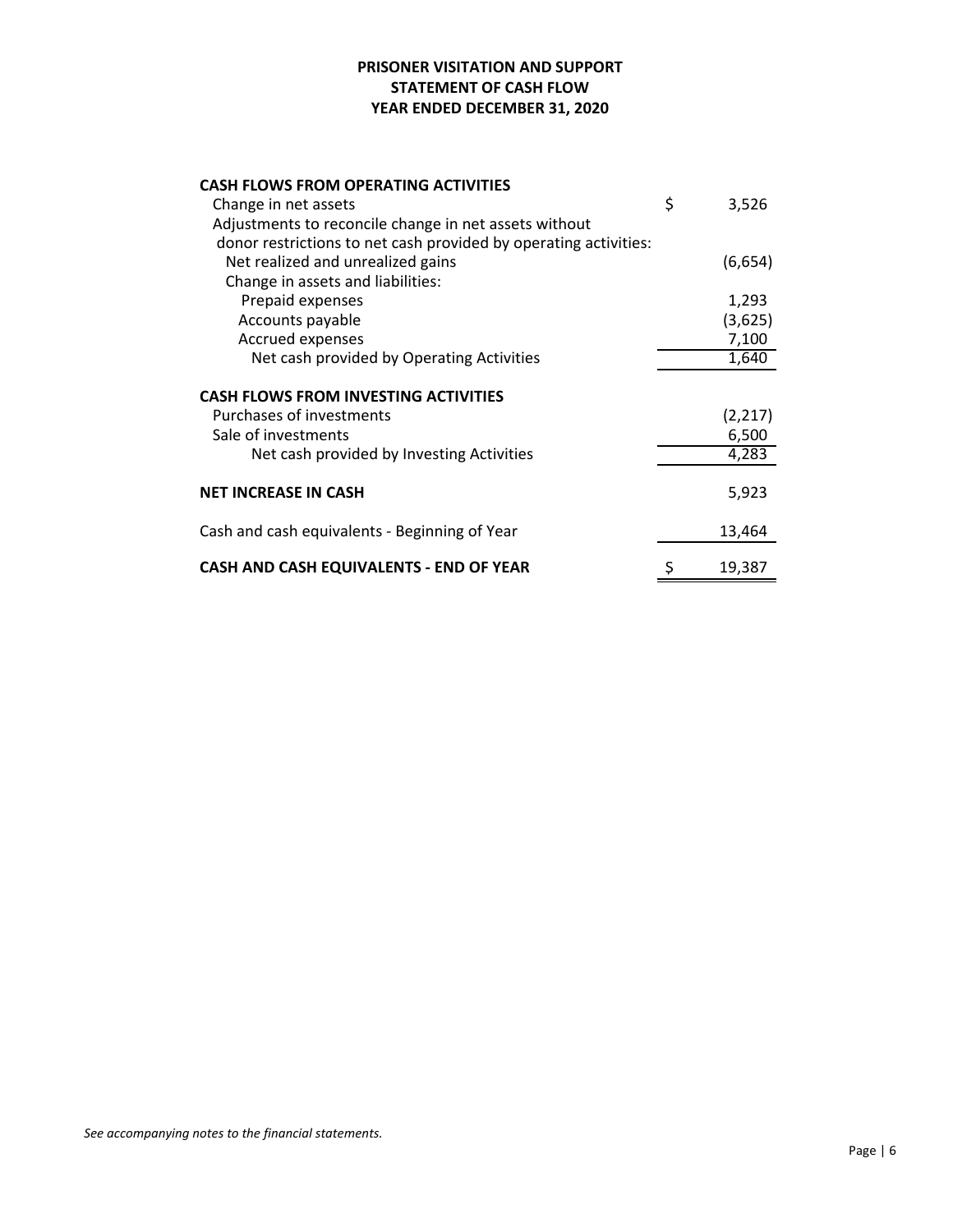# PRISONER VISITATION AND SUPPORT
## STATEMENT OF CASH FLOW
## YEAR ENDED DECEMBER 31, 2020

| | |
|---|---|
| **CASH FLOWS FROM OPERATING ACTIVITIES** | |
| Change in net assets | $ 3,526 |
| Adjustments to reconcile change in net assets without donor restrictions to net cash provided by operating activities: | |
| Net realized and unrealized gains | (6,654) |
| Change in assets and liabilities: | |
| Prepaid expenses | 1,293 |
| Accounts payable | (3,625) |
| Accrued expenses | 7,100 |
| Net cash provided by Operating Activities | 1,640 |
| **CASH FLOWS FROM INVESTING ACTIVITIES** | |
| Purchases of investments | (2,217) |
| Sale of investments | 6,500 |
| Net cash provided by Investing Activities | 4,283 |
| **NET INCREASE IN CASH** | 5,923 |
| Cash and cash equivalents - Beginning of Year | 13,464 |
| **CASH AND CASH EQUIVALENTS - END OF YEAR** | $ 19,387 |

*See accompanying notes to the financial statements.*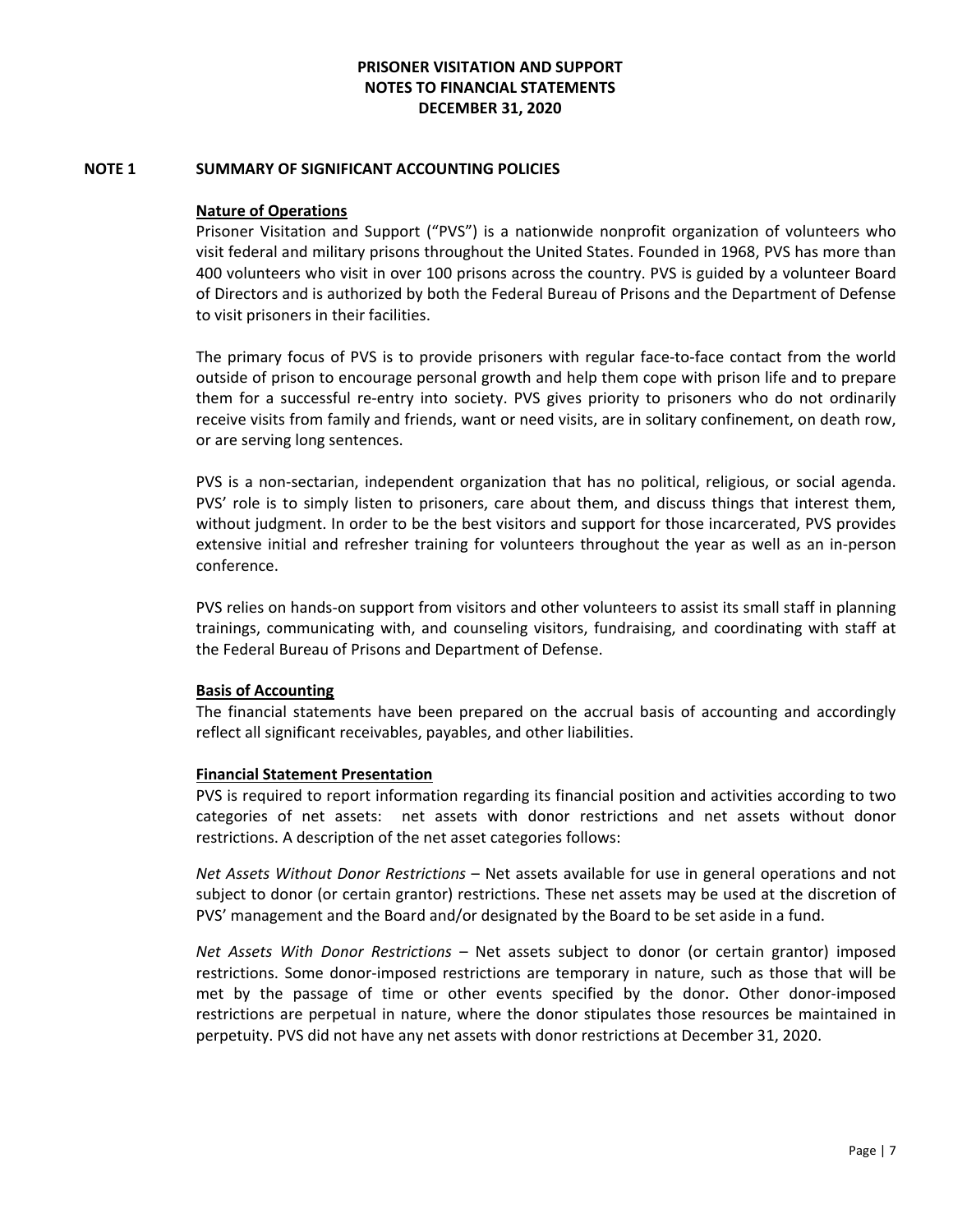# PRISONER VISITATION AND SUPPORT
# NOTES TO FINANCIAL STATEMENTS
# DECEMBER 31, 2020

## NOTE 1 SUMMARY OF SIGNIFICANT ACCOUNTING POLICIES

**Nature of Operations**

Prisoner Visitation and Support ("PVS") is a nationwide nonprofit organization of volunteers who visit federal and military prisons throughout the United States. Founded in 1968, PVS has more than 400 volunteers who visit in over 100 prisons across the country. PVS is guided by a volunteer Board of Directors and is authorized by both the Federal Bureau of Prisons and the Department of Defense to visit prisoners in their facilities.

The primary focus of PVS is to provide prisoners with regular face-to-face contact from the world outside of prison to encourage personal growth and help them cope with prison life and to prepare them for a successful re-entry into society. PVS gives priority to prisoners who do not ordinarily receive visits from family and friends, want or need visits, are in solitary confinement, on death row, or are serving long sentences.

PVS is a non-sectarian, independent organization that has no political, religious, or social agenda. PVS' role is to simply listen to prisoners, care about them, and discuss things that interest them, without judgment. In order to be the best visitors and support for those incarcerated, PVS provides extensive initial and refresher training for volunteers throughout the year as well as an in-person conference.

PVS relies on hands-on support from visitors and other volunteers to assist its small staff in planning trainings, communicating with, and counseling visitors, fundraising, and coordinating with staff at the Federal Bureau of Prisons and Department of Defense.

**Basis of Accounting**

The financial statements have been prepared on the accrual basis of accounting and accordingly reflect all significant receivables, payables, and other liabilities.

**Financial Statement Presentation**

PVS is required to report information regarding its financial position and activities according to two categories of net assets: net assets with donor restrictions and net assets without donor restrictions. A description of the net asset categories follows:

*Net Assets Without Donor Restrictions* – Net assets available for use in general operations and not subject to donor (or certain grantor) restrictions. These net assets may be used at the discretion of PVS' management and the Board and/or designated by the Board to be set aside in a fund.

*Net Assets With Donor Restrictions* – Net assets subject to donor (or certain grantor) imposed restrictions. Some donor-imposed restrictions are temporary in nature, such as those that will be met by the passage of time or other events specified by the donor. Other donor-imposed restrictions are perpetual in nature, where the donor stipulates those resources be maintained in perpetuity. PVS did not have any net assets with donor restrictions at December 31, 2020.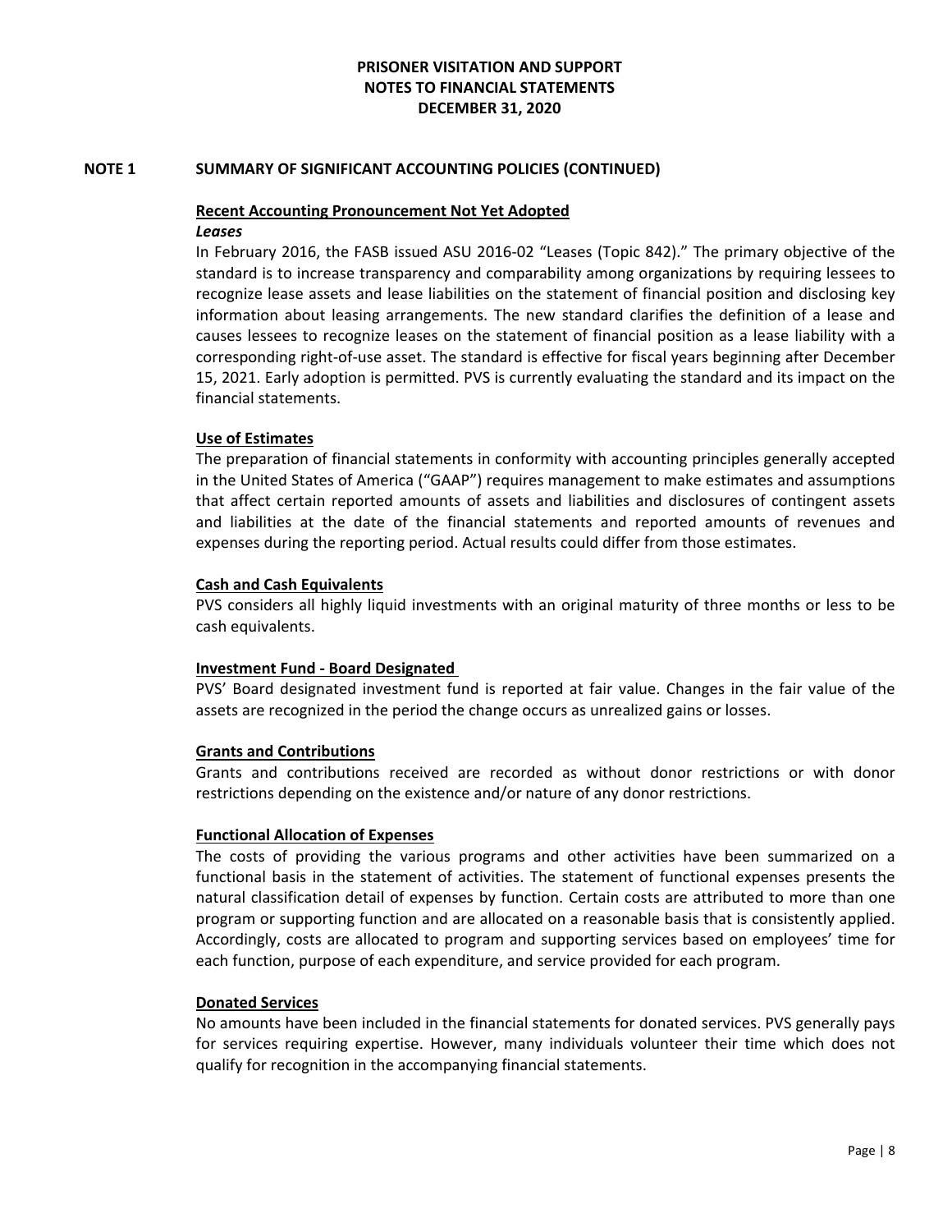# PRISONER VISITATION AND SUPPORT
# NOTES TO FINANCIAL STATEMENTS
# DECEMBER 31, 2020

## NOTE 1 SUMMARY OF SIGNIFICANT ACCOUNTING POLICIES (CONTINUED)

### Recent Accounting Pronouncement Not Yet Adopted

***Leases***

In February 2016, the FASB issued ASU 2016-02 "Leases (Topic 842)." The primary objective of the standard is to increase transparency and comparability among organizations by requiring lessees to recognize lease assets and lease liabilities on the statement of financial position and disclosing key information about leasing arrangements. The new standard clarifies the definition of a lease and causes lessees to recognize leases on the statement of financial position as a lease liability with a corresponding right-of-use asset. The standard is effective for fiscal years beginning after December 15, 2021. Early adoption is permitted. PVS is currently evaluating the standard and its impact on the financial statements.

### Use of Estimates

The preparation of financial statements in conformity with accounting principles generally accepted in the United States of America ("GAAP") requires management to make estimates and assumptions that affect certain reported amounts of assets and liabilities and disclosures of contingent assets and liabilities at the date of the financial statements and reported amounts of revenues and expenses during the reporting period. Actual results could differ from those estimates.

### Cash and Cash Equivalents

PVS considers all highly liquid investments with an original maturity of three months or less to be cash equivalents.

### Investment Fund - Board Designated

PVS' Board designated investment fund is reported at fair value. Changes in the fair value of the assets are recognized in the period the change occurs as unrealized gains or losses.

### Grants and Contributions

Grants and contributions received are recorded as without donor restrictions or with donor restrictions depending on the existence and/or nature of any donor restrictions.

### Functional Allocation of Expenses

The costs of providing the various programs and other activities have been summarized on a functional basis in the statement of activities. The statement of functional expenses presents the natural classification detail of expenses by function. Certain costs are attributed to more than one program or supporting function and are allocated on a reasonable basis that is consistently applied. Accordingly, costs are allocated to program and supporting services based on employees' time for each function, purpose of each expenditure, and service provided for each program.

### Donated Services

No amounts have been included in the financial statements for donated services. PVS generally pays for services requiring expertise. However, many individuals volunteer their time which does not qualify for recognition in the accompanying financial statements.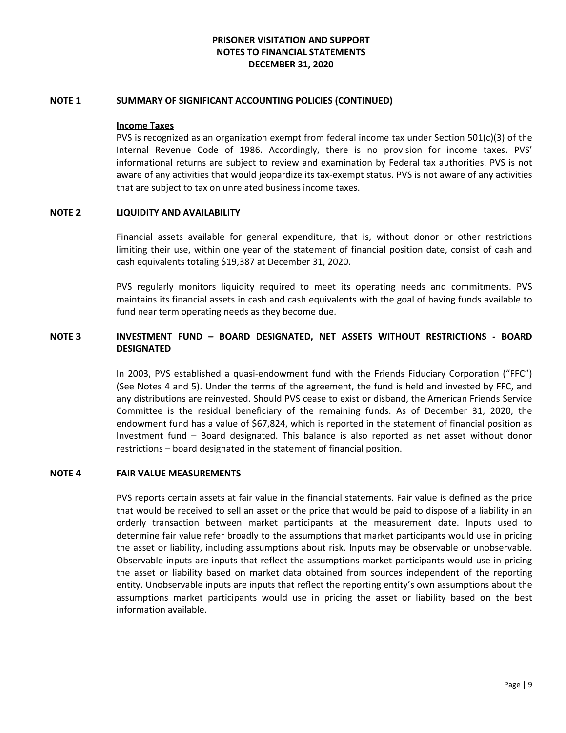# PRISONER VISITATION AND SUPPORT
# NOTES TO FINANCIAL STATEMENTS
# DECEMBER 31, 2020

## NOTE 1 SUMMARY OF SIGNIFICANT ACCOUNTING POLICIES (CONTINUED)

**Income Taxes**

PVS is recognized as an organization exempt from federal income tax under Section 501(c)(3) of the Internal Revenue Code of 1986. Accordingly, there is no provision for income taxes. PVS' informational returns are subject to review and examination by Federal tax authorities. PVS is not aware of any activities that would jeopardize its tax-exempt status. PVS is not aware of any activities that are subject to tax on unrelated business income taxes.

## NOTE 2 LIQUIDITY AND AVAILABILITY

Financial assets available for general expenditure, that is, without donor or other restrictions limiting their use, within one year of the statement of financial position date, consist of cash and cash equivalents totaling $19,387 at December 31, 2020.

PVS regularly monitors liquidity required to meet its operating needs and commitments. PVS maintains its financial assets in cash and cash equivalents with the goal of having funds available to fund near term operating needs as they become due.

## NOTE 3 INVESTMENT FUND – BOARD DESIGNATED, NET ASSETS WITHOUT RESTRICTIONS - BOARD DESIGNATED

In 2003, PVS established a quasi-endowment fund with the Friends Fiduciary Corporation ("FFC") (See Notes 4 and 5). Under the terms of the agreement, the fund is held and invested by FFC, and any distributions are reinvested. Should PVS cease to exist or disband, the American Friends Service Committee is the residual beneficiary of the remaining funds. As of December 31, 2020, the endowment fund has a value of $67,824, which is reported in the statement of financial position as Investment fund – Board designated. This balance is also reported as net asset without donor restrictions – board designated in the statement of financial position.

## NOTE 4 FAIR VALUE MEASUREMENTS

PVS reports certain assets at fair value in the financial statements. Fair value is defined as the price that would be received to sell an asset or the price that would be paid to dispose of a liability in an orderly transaction between market participants at the measurement date. Inputs used to determine fair value refer broadly to the assumptions that market participants would use in pricing the asset or liability, including assumptions about risk. Inputs may be observable or unobservable. Observable inputs are inputs that reflect the assumptions market participants would use in pricing the asset or liability based on market data obtained from sources independent of the reporting entity. Unobservable inputs are inputs that reflect the reporting entity's own assumptions about the assumptions market participants would use in pricing the asset or liability based on the best information available.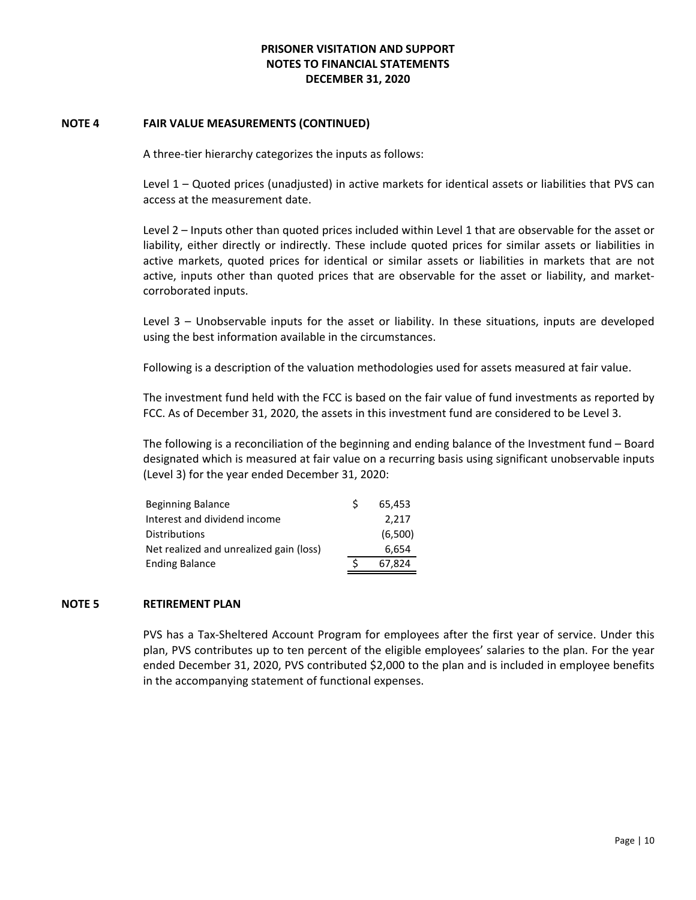## NOTE 4 FAIR VALUE MEASUREMENTS (CONTINUED)

A three-tier hierarchy categorizes the inputs as follows:

Level 1 – Quoted prices (unadjusted) in active markets for identical assets or liabilities that PVS can access at the measurement date.

Level 2 – Inputs other than quoted prices included within Level 1 that are observable for the asset or liability, either directly or indirectly. These include quoted prices for similar assets or liabilities in active markets, quoted prices for identical or similar assets or liabilities in markets that are not active, inputs other than quoted prices that are observable for the asset or liability, and market-corroborated inputs.

Level 3 – Unobservable inputs for the asset or liability. In these situations, inputs are developed using the best information available in the circumstances.

Following is a description of the valuation methodologies used for assets measured at fair value.

The investment fund held with the FCC is based on the fair value of fund investments as reported by FCC. As of December 31, 2020, the assets in this investment fund are considered to be Level 3.

The following is a reconciliation of the beginning and ending balance of the Investment fund – Board designated which is measured at fair value on a recurring basis using significant unobservable inputs (Level 3) for the year ended December 31, 2020:

| | |
|---|---|
| Beginning Balance | $ 65,453 |
| Interest and dividend income | 2,217 |
| Distributions | (6,500) |
| Net realized and unrealized gain (loss) | 6,654 |
| Ending Balance | $ 67,824 |

## NOTE 5 RETIREMENT PLAN

PVS has a Tax-Sheltered Account Program for employees after the first year of service. Under this plan, PVS contributes up to ten percent of the eligible employees' salaries to the plan. For the year ended December 31, 2020, PVS contributed $2,000 to the plan and is included in employee benefits in the accompanying statement of functional expenses.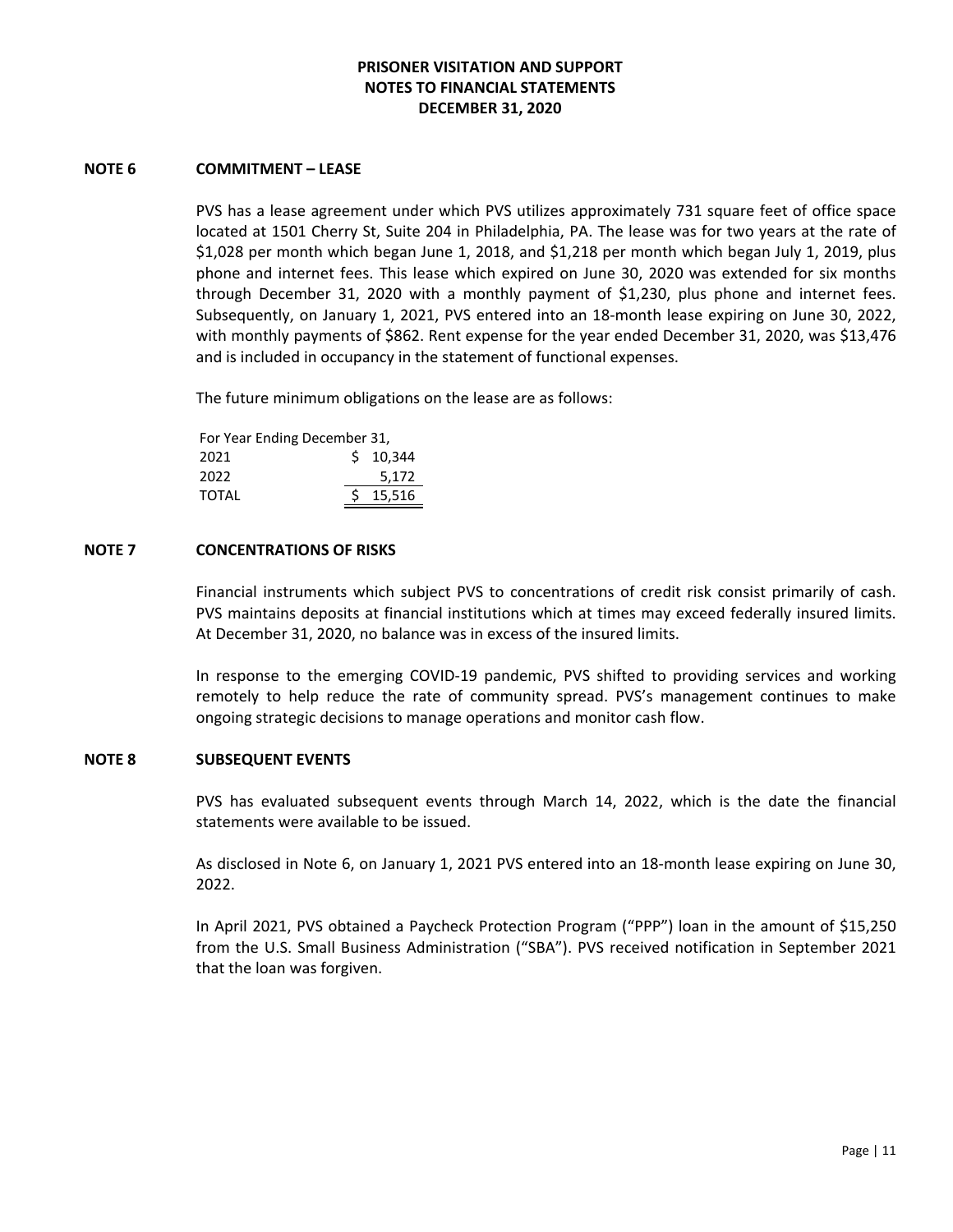**PRISONER VISITATION AND SUPPORT**
**NOTES TO FINANCIAL STATEMENTS**
**DECEMBER 31, 2020**

## NOTE 6 COMMITMENT – LEASE

PVS has a lease agreement under which PVS utilizes approximately 731 square feet of office space located at 1501 Cherry St, Suite 204 in Philadelphia, PA. The lease was for two years at the rate of $1,028 per month which began June 1, 2018, and $1,218 per month which began July 1, 2019, plus phone and internet fees. This lease which expired on June 30, 2020 was extended for six months through December 31, 2020 with a monthly payment of $1,230, plus phone and internet fees. Subsequently, on January 1, 2021, PVS entered into an 18-month lease expiring on June 30, 2022, with monthly payments of $862. Rent expense for the year ended December 31, 2020, was $13,476 and is included in occupancy in the statement of functional expenses.

The future minimum obligations on the lease are as follows:

| For Year Ending December 31, | |
| --- | --- |
| 2021 | $ 10,344 |
| 2022 | 5,172 |
| TOTAL | $ 15,516 |

## NOTE 7 CONCENTRATIONS OF RISKS

Financial instruments which subject PVS to concentrations of credit risk consist primarily of cash. PVS maintains deposits at financial institutions which at times may exceed federally insured limits. At December 31, 2020, no balance was in excess of the insured limits.

In response to the emerging COVID-19 pandemic, PVS shifted to providing services and working remotely to help reduce the rate of community spread. PVS's management continues to make ongoing strategic decisions to manage operations and monitor cash flow.

## NOTE 8 SUBSEQUENT EVENTS

PVS has evaluated subsequent events through March 14, 2022, which is the date the financial statements were available to be issued.

As disclosed in Note 6, on January 1, 2021 PVS entered into an 18-month lease expiring on June 30, 2022.

In April 2021, PVS obtained a Paycheck Protection Program ("PPP") loan in the amount of $15,250 from the U.S. Small Business Administration ("SBA"). PVS received notification in September 2021 that the loan was forgiven.